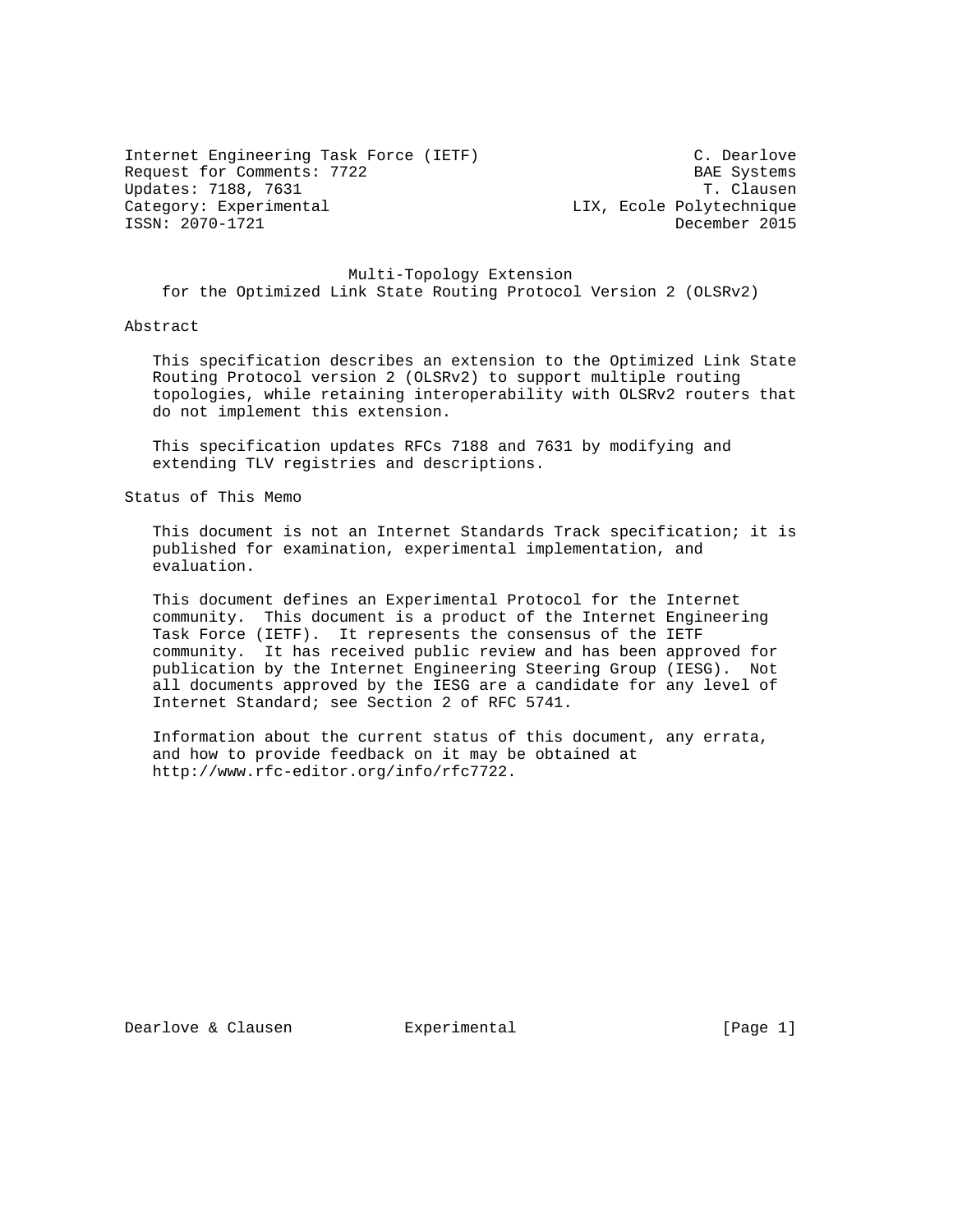Internet Engineering Task Force (IETF) C. Dearlove
Request for Comments: 7722 BAE Systems
Updates: 7188, 7631 T. Clausen
Category: Experimental LIX, Ecole Polytechnique
ISSN: 2070-1721 December 2015

# Multi-Topology Extension for the Optimized Link State Routing Protocol Version 2 (OLSRv2)

## Abstract

This specification describes an extension to the Optimized Link State Routing Protocol version 2 (OLSRv2) to support multiple routing topologies, while retaining interoperability with OLSRv2 routers that do not implement this extension.

This specification updates RFCs 7188 and 7631 by modifying and extending TLV registries and descriptions.

## Status of This Memo

This document is not an Internet Standards Track specification; it is published for examination, experimental implementation, and evaluation.

This document defines an Experimental Protocol for the Internet community. This document is a product of the Internet Engineering Task Force (IETF). It represents the consensus of the IETF community. It has received public review and has been approved for publication by the Internet Engineering Steering Group (IESG). Not all documents approved by the IESG are a candidate for any level of Internet Standard; see Section 2 of RFC 5741.

Information about the current status of this document, any errata, and how to provide feedback on it may be obtained at http://www.rfc-editor.org/info/rfc7722.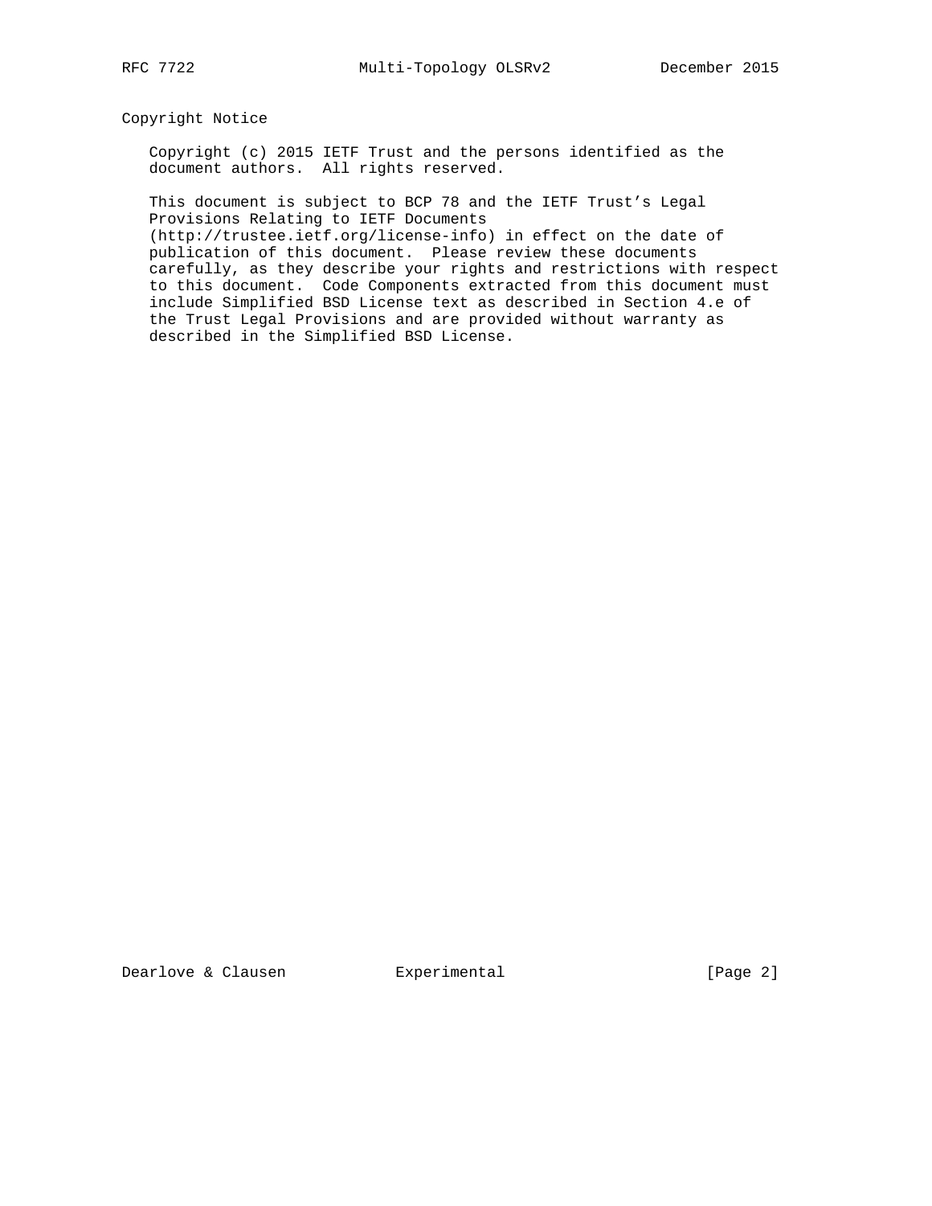## Copyright Notice

Copyright (c) 2015 IETF Trust and the persons identified as the document authors. All rights reserved.

This document is subject to BCP 78 and the IETF Trust's Legal Provisions Relating to IETF Documents (http://trustee.ietf.org/license-info) in effect on the date of publication of this document. Please review these documents carefully, as they describe your rights and restrictions with respect to this document. Code Components extracted from this document must include Simplified BSD License text as described in Section 4.e of the Trust Legal Provisions and are provided without warranty as described in the Simplified BSD License.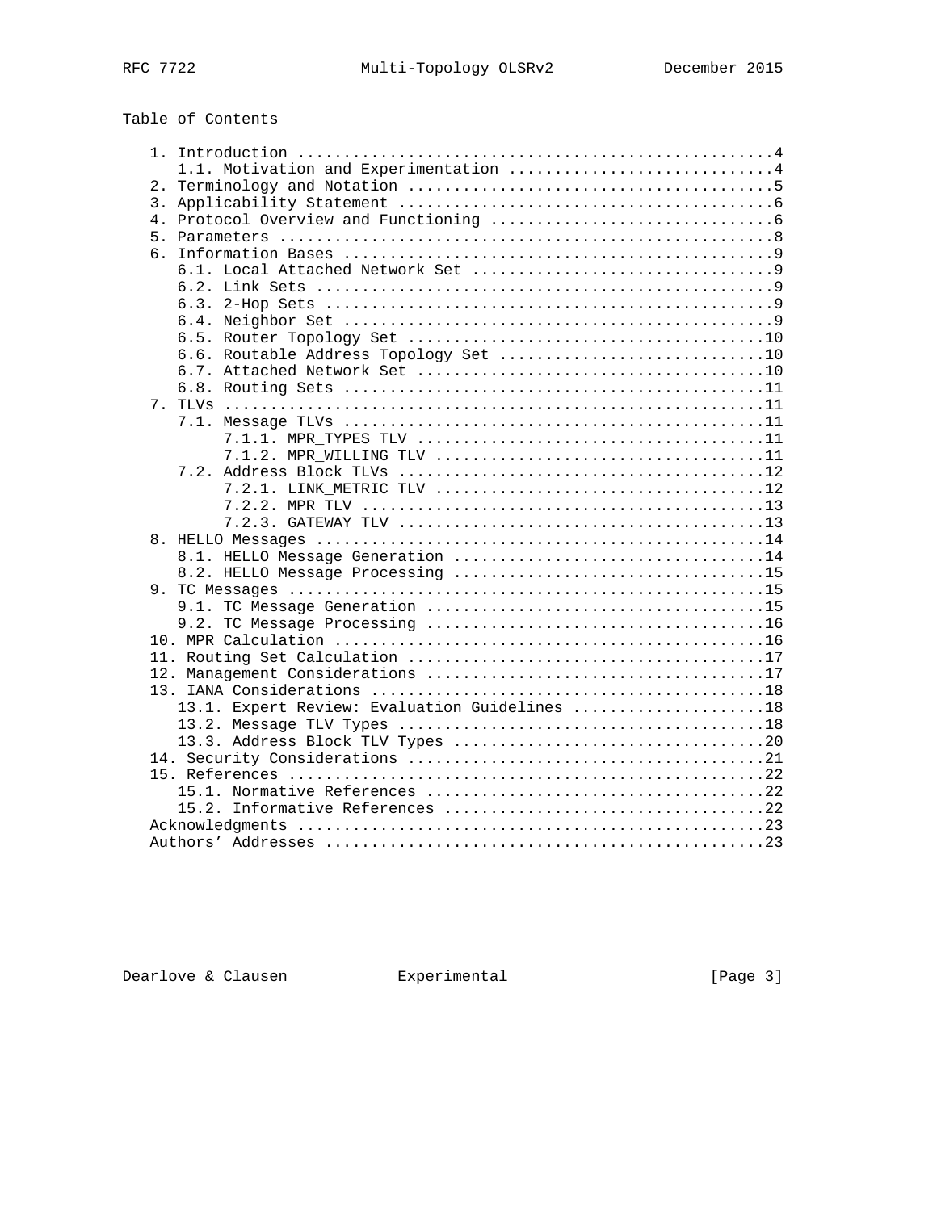Table of Contents

```
   1. Introduction ....................................................4
      1.1. Motivation and Experimentation .............................4
   2. Terminology and Notation ........................................5
   3. Applicability Statement .........................................6
   4. Protocol Overview and Functioning ...............................6
   5. Parameters ......................................................8
   6. Information Bases ...............................................9
      6.1. Local Attached Network Set .................................9
      6.2. Link Sets ..................................................9
      6.3. 2-Hop Sets .................................................9
      6.4. Neighbor Set ...............................................9
      6.5. Router Topology Set .......................................10
      6.6. Routable Address Topology Set .............................10
      6.7. Attached Network Set ......................................10
      6.8. Routing Sets ..............................................11
   7. TLVs ...........................................................11
      7.1. Message TLVs ..............................................11
           7.1.1. MPR_TYPES TLV ......................................11
           7.1.2. MPR_WILLING TLV ....................................11
      7.2. Address Block TLVs ........................................12
           7.2.1. LINK_METRIC TLV ....................................12
           7.2.2. MPR TLV ............................................13
           7.2.3. GATEWAY TLV ........................................13
   8. HELLO Messages .................................................14
      8.1. HELLO Message Generation ..................................14
      8.2. HELLO Message Processing ..................................15
   9. TC Messages ....................................................15
      9.1. TC Message Generation .....................................15
      9.2. TC Message Processing .....................................16
   10. MPR Calculation ...............................................16
   11. Routing Set Calculation .......................................17
   12. Management Considerations .....................................17
   13. IANA Considerations ...........................................18
      13.1. Expert Review: Evaluation Guidelines .....................18
      13.2. Message TLV Types ........................................18
      13.3. Address Block TLV Types ..................................20
   14. Security Considerations .......................................21
   15. References ....................................................22
      15.1. Normative References .....................................22
      15.2. Informative References ...................................22
   Acknowledgments ...................................................23
   Authors' Addresses ................................................23
```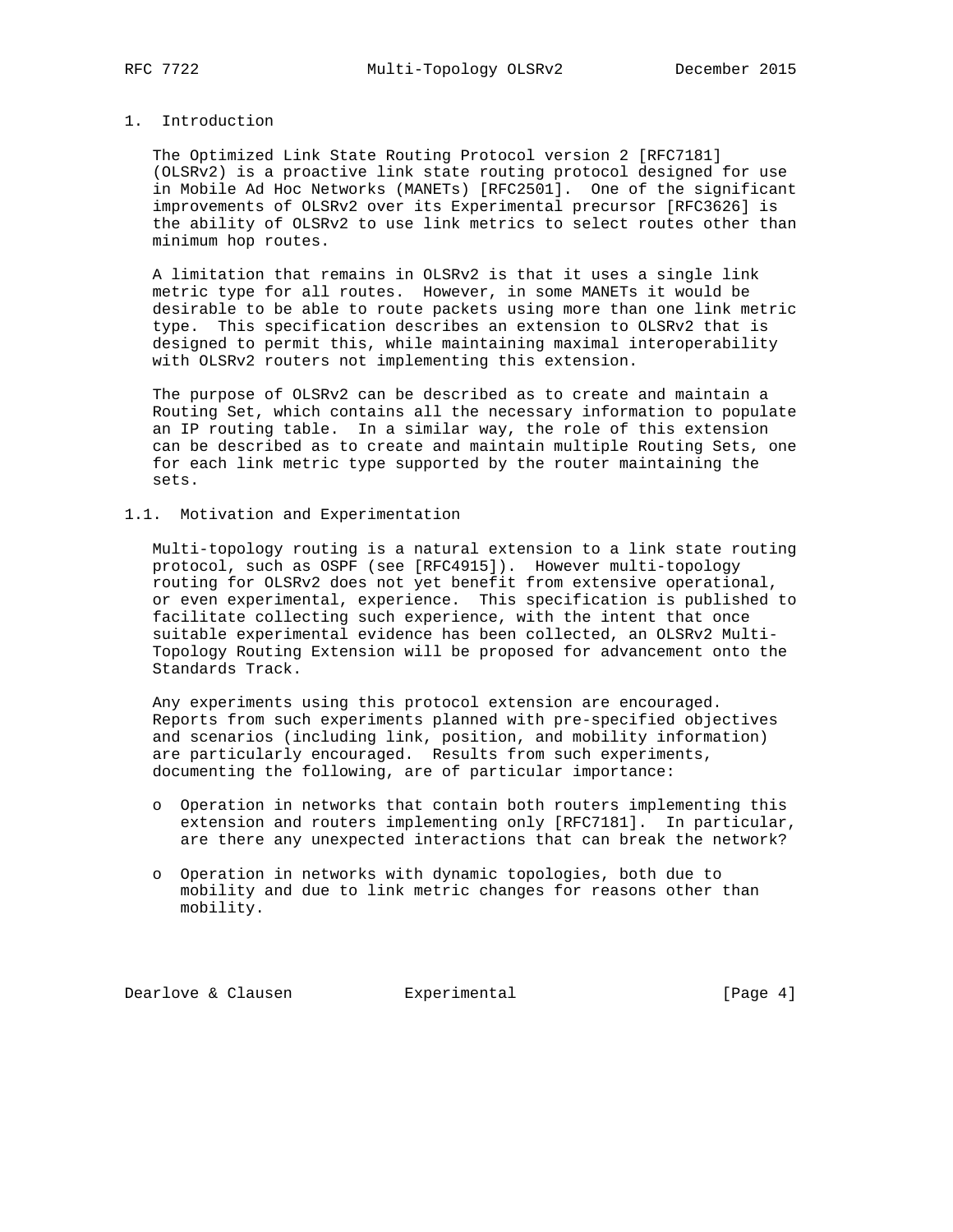## 1. Introduction

The Optimized Link State Routing Protocol version 2 [RFC7181] (OLSRv2) is a proactive link state routing protocol designed for use in Mobile Ad Hoc Networks (MANETs) [RFC2501]. One of the significant improvements of OLSRv2 over its Experimental precursor [RFC3626] is the ability of OLSRv2 to use link metrics to select routes other than minimum hop routes.

A limitation that remains in OLSRv2 is that it uses a single link metric type for all routes. However, in some MANETs it would be desirable to be able to route packets using more than one link metric type. This specification describes an extension to OLSRv2 that is designed to permit this, while maintaining maximal interoperability with OLSRv2 routers not implementing this extension.

The purpose of OLSRv2 can be described as to create and maintain a Routing Set, which contains all the necessary information to populate an IP routing table. In a similar way, the role of this extension can be described as to create and maintain multiple Routing Sets, one for each link metric type supported by the router maintaining the sets.

### 1.1. Motivation and Experimentation

Multi-topology routing is a natural extension to a link state routing protocol, such as OSPF (see [RFC4915]). However multi-topology routing for OLSRv2 does not yet benefit from extensive operational, or even experimental, experience. This specification is published to facilitate collecting such experience, with the intent that once suitable experimental evidence has been collected, an OLSRv2 Multi-Topology Routing Extension will be proposed for advancement onto the Standards Track.

Any experiments using this protocol extension are encouraged. Reports from such experiments planned with pre-specified objectives and scenarios (including link, position, and mobility information) are particularly encouraged. Results from such experiments, documenting the following, are of particular importance:

- Operation in networks that contain both routers implementing this extension and routers implementing only [RFC7181]. In particular, are there any unexpected interactions that can break the network?

- Operation in networks with dynamic topologies, both due to mobility and due to link metric changes for reasons other than mobility.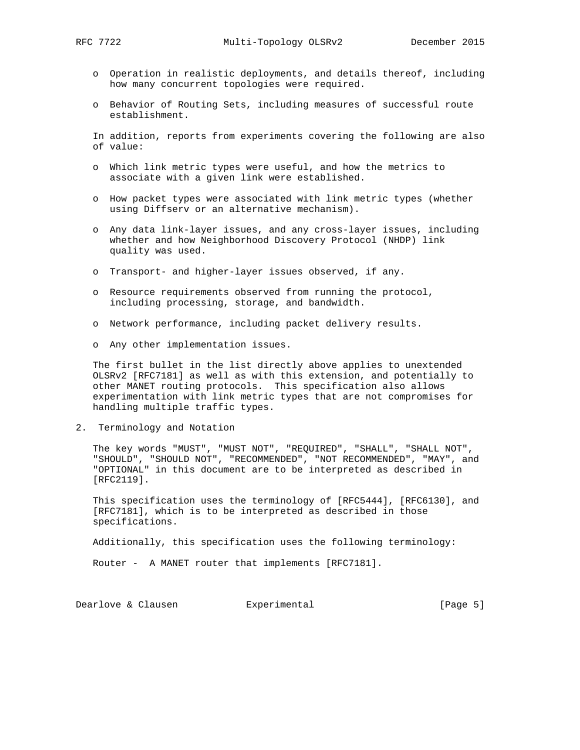- Operation in realistic deployments, and details thereof, including how many concurrent topologies were required.

- Behavior of Routing Sets, including measures of successful route establishment.

In addition, reports from experiments covering the following are also of value:

- Which link metric types were useful, and how the metrics to associate with a given link were established.

- How packet types were associated with link metric types (whether using Diffserv or an alternative mechanism).

- Any data link-layer issues, and any cross-layer issues, including whether and how Neighborhood Discovery Protocol (NHDP) link quality was used.

- Transport- and higher-layer issues observed, if any.

- Resource requirements observed from running the protocol, including processing, storage, and bandwidth.

- Network performance, including packet delivery results.

- Any other implementation issues.

The first bullet in the list directly above applies to unextended OLSRv2 [RFC7181] as well as with this extension, and potentially to other MANET routing protocols. This specification also allows experimentation with link metric types that are not compromises for handling multiple traffic types.

## 2. Terminology and Notation

The key words "MUST", "MUST NOT", "REQUIRED", "SHALL", "SHALL NOT", "SHOULD", "SHOULD NOT", "RECOMMENDED", "NOT RECOMMENDED", "MAY", and "OPTIONAL" in this document are to be interpreted as described in [RFC2119].

This specification uses the terminology of [RFC5444], [RFC6130], and [RFC7181], which is to be interpreted as described in those specifications.

Additionally, this specification uses the following terminology:

Router - A MANET router that implements [RFC7181].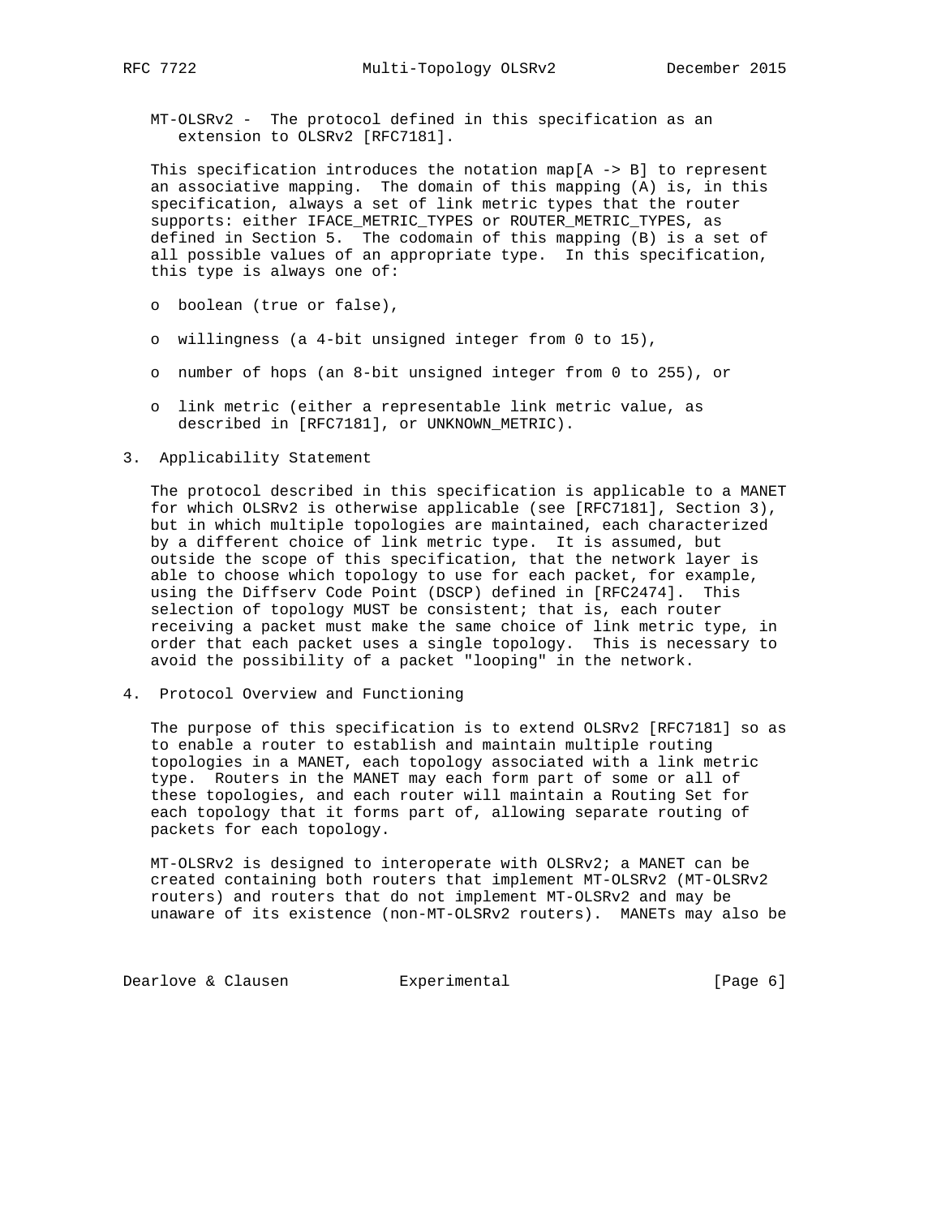MT-OLSRv2 - The protocol defined in this specification as an extension to OLSRv2 [RFC7181].

This specification introduces the notation map[A -> B] to represent an associative mapping. The domain of this mapping (A) is, in this specification, always a set of link metric types that the router supports: either IFACE_METRIC_TYPES or ROUTER_METRIC_TYPES, as defined in Section 5. The codomain of this mapping (B) is a set of all possible values of an appropriate type. In this specification, this type is always one of:

- boolean (true or false),
- willingness (a 4-bit unsigned integer from 0 to 15),
- number of hops (an 8-bit unsigned integer from 0 to 255), or
- link metric (either a representable link metric value, as described in [RFC7181], or UNKNOWN_METRIC).

## 3. Applicability Statement

The protocol described in this specification is applicable to a MANET for which OLSRv2 is otherwise applicable (see [RFC7181], Section 3), but in which multiple topologies are maintained, each characterized by a different choice of link metric type. It is assumed, but outside the scope of this specification, that the network layer is able to choose which topology to use for each packet, for example, using the Diffserv Code Point (DSCP) defined in [RFC2474]. This selection of topology MUST be consistent; that is, each router receiving a packet must make the same choice of link metric type, in order that each packet uses a single topology. This is necessary to avoid the possibility of a packet "looping" in the network.

## 4. Protocol Overview and Functioning

The purpose of this specification is to extend OLSRv2 [RFC7181] so as to enable a router to establish and maintain multiple routing topologies in a MANET, each topology associated with a link metric type. Routers in the MANET may each form part of some or all of these topologies, and each router will maintain a Routing Set for each topology that it forms part of, allowing separate routing of packets for each topology.

MT-OLSRv2 is designed to interoperate with OLSRv2; a MANET can be created containing both routers that implement MT-OLSRv2 (MT-OLSRv2 routers) and routers that do not implement MT-OLSRv2 and may be unaware of its existence (non-MT-OLSRv2 routers). MANETs may also be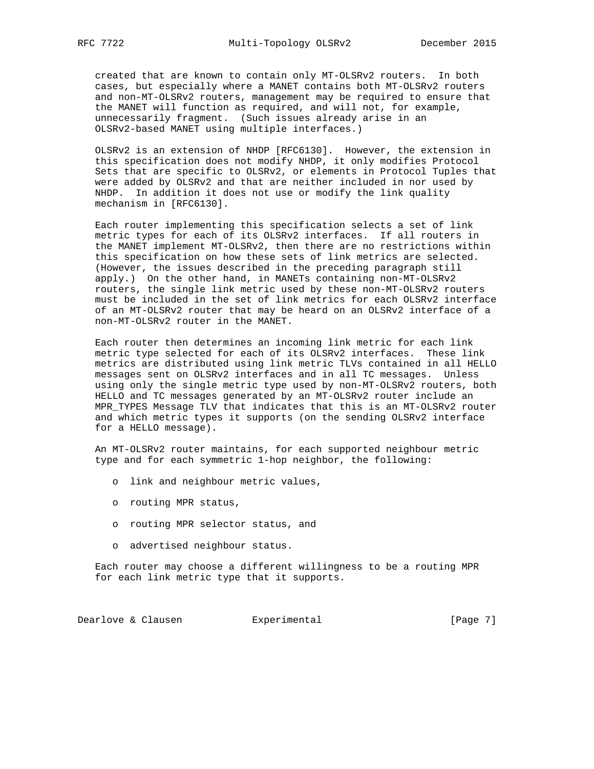created that are known to contain only MT-OLSRv2 routers. In both cases, but especially where a MANET contains both MT-OLSRv2 routers and non-MT-OLSRv2 routers, management may be required to ensure that the MANET will function as required, and will not, for example, unnecessarily fragment. (Such issues already arise in an OLSRv2-based MANET using multiple interfaces.)

OLSRv2 is an extension of NHDP [RFC6130]. However, the extension in this specification does not modify NHDP, it only modifies Protocol Sets that are specific to OLSRv2, or elements in Protocol Tuples that were added by OLSRv2 and that are neither included in nor used by NHDP. In addition it does not use or modify the link quality mechanism in [RFC6130].

Each router implementing this specification selects a set of link metric types for each of its OLSRv2 interfaces. If all routers in the MANET implement MT-OLSRv2, then there are no restrictions within this specification on how these sets of link metrics are selected. (However, the issues described in the preceding paragraph still apply.) On the other hand, in MANETs containing non-MT-OLSRv2 routers, the single link metric used by these non-MT-OLSRv2 routers must be included in the set of link metrics for each OLSRv2 interface of an MT-OLSRv2 router that may be heard on an OLSRv2 interface of a non-MT-OLSRv2 router in the MANET.

Each router then determines an incoming link metric for each link metric type selected for each of its OLSRv2 interfaces. These link metrics are distributed using link metric TLVs contained in all HELLO messages sent on OLSRv2 interfaces and in all TC messages. Unless using only the single metric type used by non-MT-OLSRv2 routers, both HELLO and TC messages generated by an MT-OLSRv2 router include an MPR_TYPES Message TLV that indicates that this is an MT-OLSRv2 router and which metric types it supports (on the sending OLSRv2 interface for a HELLO message).

An MT-OLSRv2 router maintains, for each supported neighbour metric type and for each symmetric 1-hop neighbor, the following:

- link and neighbour metric values,
- routing MPR status,
- routing MPR selector status, and
- advertised neighbour status.

Each router may choose a different willingness to be a routing MPR for each link metric type that it supports.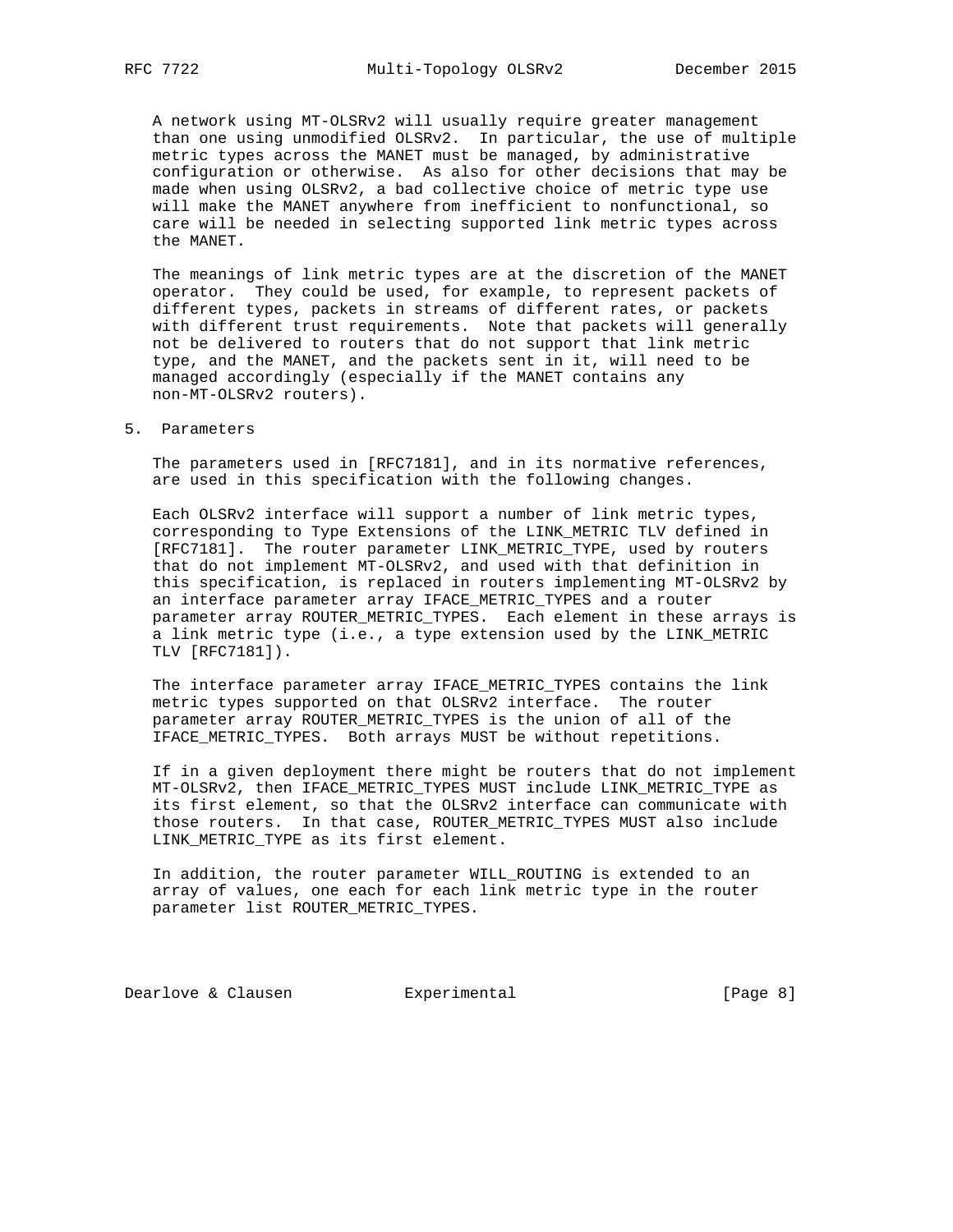A network using MT-OLSRv2 will usually require greater management than one using unmodified OLSRv2. In particular, the use of multiple metric types across the MANET must be managed, by administrative configuration or otherwise. As also for other decisions that may be made when using OLSRv2, a bad collective choice of metric type use will make the MANET anywhere from inefficient to nonfunctional, so care will be needed in selecting supported link metric types across the MANET.

The meanings of link metric types are at the discretion of the MANET operator. They could be used, for example, to represent packets of different types, packets in streams of different rates, or packets with different trust requirements. Note that packets will generally not be delivered to routers that do not support that link metric type, and the MANET, and the packets sent in it, will need to be managed accordingly (especially if the MANET contains any non-MT-OLSRv2 routers).

## 5. Parameters

The parameters used in [RFC7181], and in its normative references, are used in this specification with the following changes.

Each OLSRv2 interface will support a number of link metric types, corresponding to Type Extensions of the LINK_METRIC TLV defined in [RFC7181]. The router parameter LINK_METRIC_TYPE, used by routers that do not implement MT-OLSRv2, and used with that definition in this specification, is replaced in routers implementing MT-OLSRv2 by an interface parameter array IFACE_METRIC_TYPES and a router parameter array ROUTER_METRIC_TYPES. Each element in these arrays is a link metric type (i.e., a type extension used by the LINK_METRIC TLV [RFC7181]).

The interface parameter array IFACE_METRIC_TYPES contains the link metric types supported on that OLSRv2 interface. The router parameter array ROUTER_METRIC_TYPES is the union of all of the IFACE_METRIC_TYPES. Both arrays MUST be without repetitions.

If in a given deployment there might be routers that do not implement MT-OLSRv2, then IFACE_METRIC_TYPES MUST include LINK_METRIC_TYPE as its first element, so that the OLSRv2 interface can communicate with those routers. In that case, ROUTER_METRIC_TYPES MUST also include LINK_METRIC_TYPE as its first element.

In addition, the router parameter WILL_ROUTING is extended to an array of values, one each for each link metric type in the router parameter list ROUTER_METRIC_TYPES.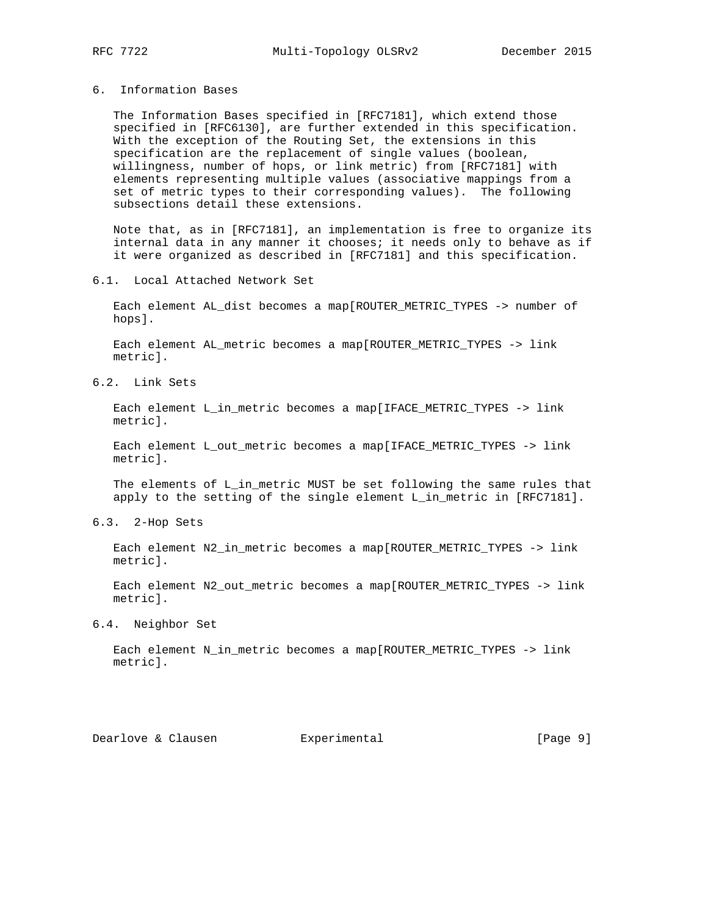# 6. Information Bases

The Information Bases specified in [RFC7181], which extend those specified in [RFC6130], are further extended in this specification. With the exception of the Routing Set, the extensions in this specification are the replacement of single values (boolean, willingness, number of hops, or link metric) from [RFC7181] with elements representing multiple values (associative mappings from a set of metric types to their corresponding values). The following subsections detail these extensions.

Note that, as in [RFC7181], an implementation is free to organize its internal data in any manner it chooses; it needs only to behave as if it were organized as described in [RFC7181] and this specification.

## 6.1. Local Attached Network Set

Each element AL_dist becomes a map[ROUTER_METRIC_TYPES -> number of hops].

Each element AL_metric becomes a map[ROUTER_METRIC_TYPES -> link metric].

## 6.2. Link Sets

Each element L_in_metric becomes a map[IFACE_METRIC_TYPES -> link metric].

Each element L_out_metric becomes a map[IFACE_METRIC_TYPES -> link metric].

The elements of L_in_metric MUST be set following the same rules that apply to the setting of the single element L_in_metric in [RFC7181].

## 6.3. 2-Hop Sets

Each element N2_in_metric becomes a map[ROUTER_METRIC_TYPES -> link metric].

Each element N2_out_metric becomes a map[ROUTER_METRIC_TYPES -> link metric].

## 6.4. Neighbor Set

Each element N_in_metric becomes a map[ROUTER_METRIC_TYPES -> link metric].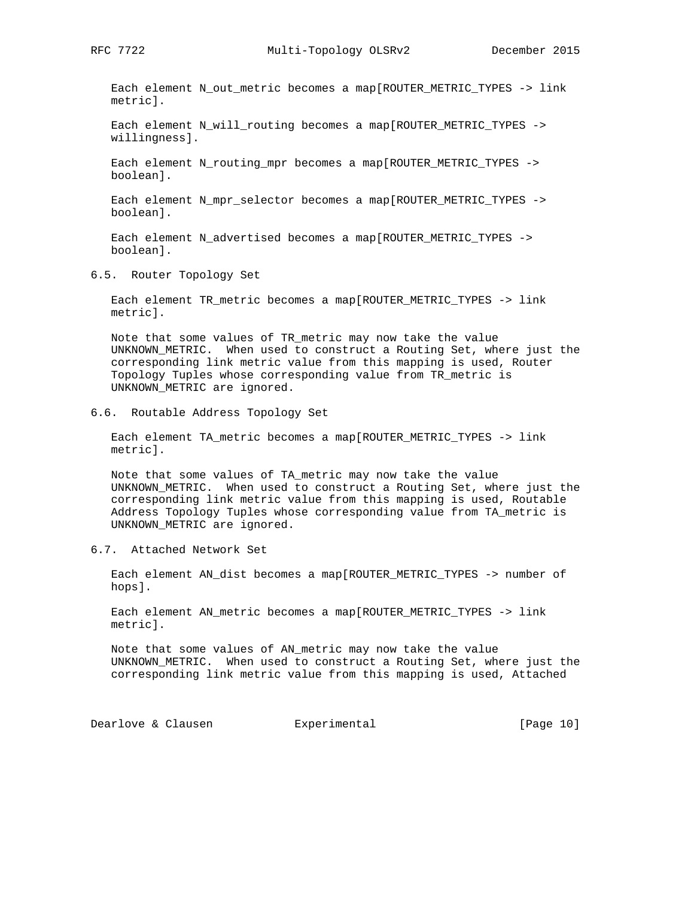Each element N_out_metric becomes a map[ROUTER_METRIC_TYPES -> link metric].

Each element N_will_routing becomes a map[ROUTER_METRIC_TYPES -> willingness].

Each element N_routing_mpr becomes a map[ROUTER_METRIC_TYPES -> boolean].

Each element N_mpr_selector becomes a map[ROUTER_METRIC_TYPES -> boolean].

Each element N_advertised becomes a map[ROUTER_METRIC_TYPES -> boolean].

### 6.5. Router Topology Set

Each element TR_metric becomes a map[ROUTER_METRIC_TYPES -> link metric].

Note that some values of TR_metric may now take the value UNKNOWN_METRIC. When used to construct a Routing Set, where just the corresponding link metric value from this mapping is used, Router Topology Tuples whose corresponding value from TR_metric is UNKNOWN_METRIC are ignored.

### 6.6. Routable Address Topology Set

Each element TA_metric becomes a map[ROUTER_METRIC_TYPES -> link metric].

Note that some values of TA_metric may now take the value UNKNOWN_METRIC. When used to construct a Routing Set, where just the corresponding link metric value from this mapping is used, Routable Address Topology Tuples whose corresponding value from TA_metric is UNKNOWN_METRIC are ignored.

### 6.7. Attached Network Set

Each element AN_dist becomes a map[ROUTER_METRIC_TYPES -> number of hops].

Each element AN_metric becomes a map[ROUTER_METRIC_TYPES -> link metric].

Note that some values of AN_metric may now take the value UNKNOWN_METRIC. When used to construct a Routing Set, where just the corresponding link metric value from this mapping is used, Attached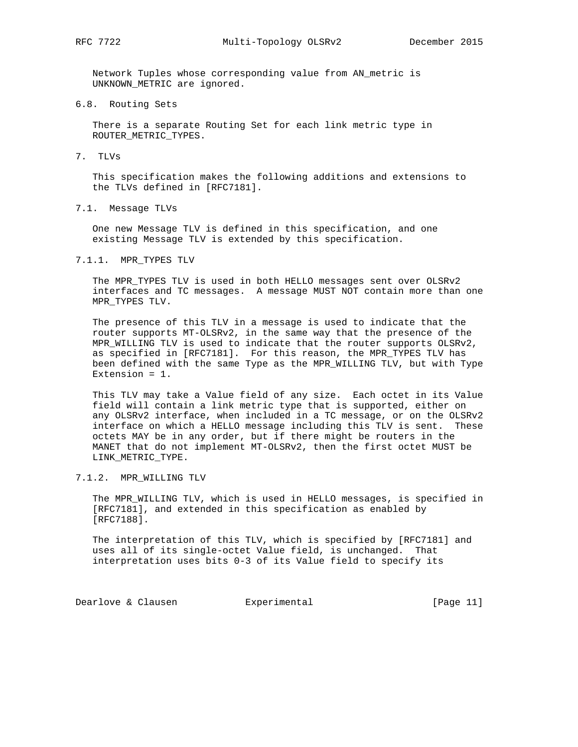Network Tuples whose corresponding value from AN_metric is UNKNOWN_METRIC are ignored.

### 6.8. Routing Sets

There is a separate Routing Set for each link metric type in ROUTER_METRIC_TYPES.

## 7. TLVs

This specification makes the following additions and extensions to the TLVs defined in [RFC7181].

### 7.1. Message TLVs

One new Message TLV is defined in this specification, and one existing Message TLV is extended by this specification.

#### 7.1.1. MPR_TYPES TLV

The MPR_TYPES TLV is used in both HELLO messages sent over OLSRv2 interfaces and TC messages. A message MUST NOT contain more than one MPR_TYPES TLV.

The presence of this TLV in a message is used to indicate that the router supports MT-OLSRv2, in the same way that the presence of the MPR_WILLING TLV is used to indicate that the router supports OLSRv2, as specified in [RFC7181]. For this reason, the MPR_TYPES TLV has been defined with the same Type as the MPR_WILLING TLV, but with Type Extension = 1.

This TLV may take a Value field of any size. Each octet in its Value field will contain a link metric type that is supported, either on any OLSRv2 interface, when included in a TC message, or on the OLSRv2 interface on which a HELLO message including this TLV is sent. These octets MAY be in any order, but if there might be routers in the MANET that do not implement MT-OLSRv2, then the first octet MUST be LINK_METRIC_TYPE.

#### 7.1.2. MPR_WILLING TLV

The MPR_WILLING TLV, which is used in HELLO messages, is specified in [RFC7181], and extended in this specification as enabled by [RFC7188].

The interpretation of this TLV, which is specified by [RFC7181] and uses all of its single-octet Value field, is unchanged. That interpretation uses bits 0-3 of its Value field to specify its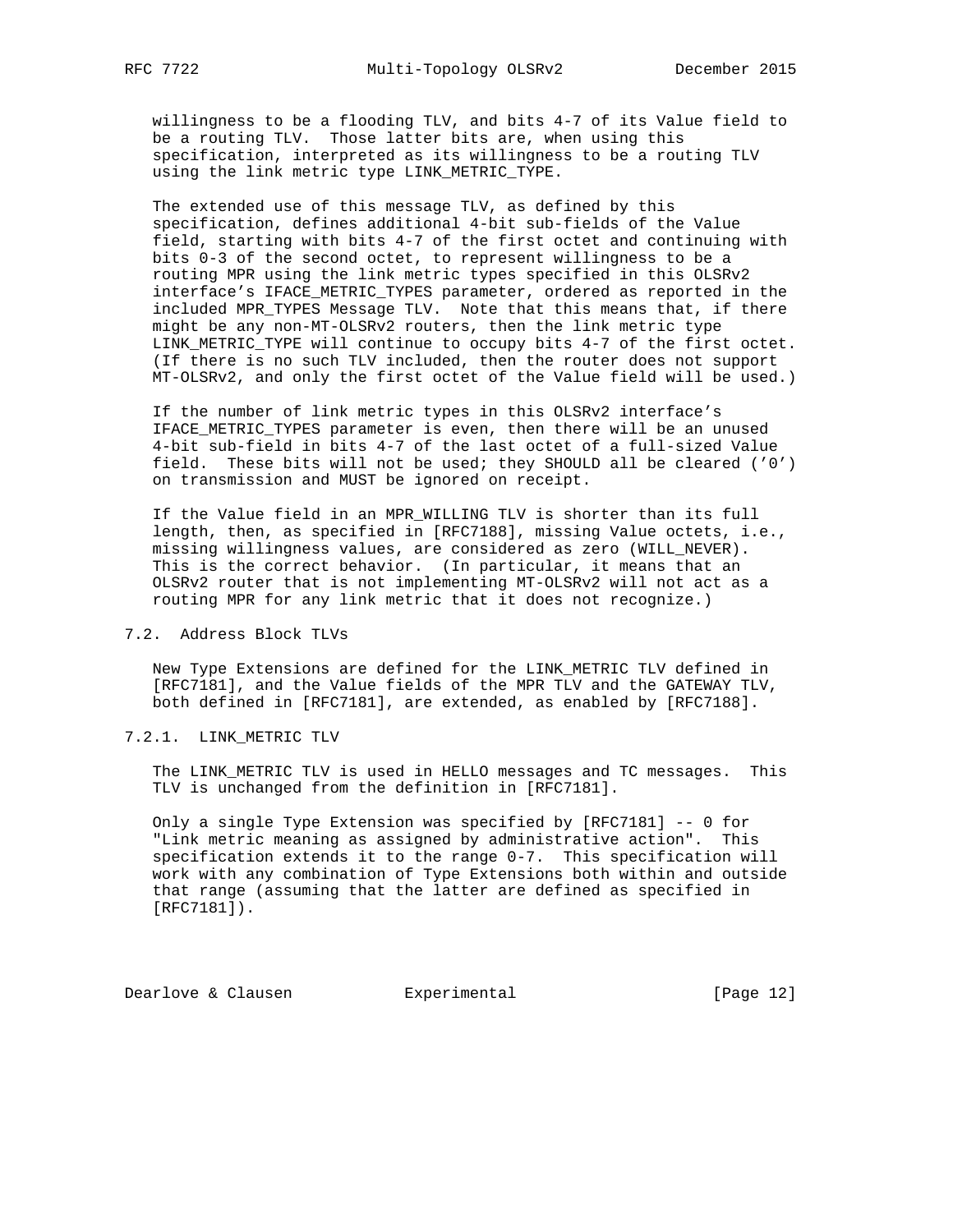willingness to be a flooding TLV, and bits 4-7 of its Value field to be a routing TLV. Those latter bits are, when using this specification, interpreted as its willingness to be a routing TLV using the link metric type LINK_METRIC_TYPE.

The extended use of this message TLV, as defined by this specification, defines additional 4-bit sub-fields of the Value field, starting with bits 4-7 of the first octet and continuing with bits 0-3 of the second octet, to represent willingness to be a routing MPR using the link metric types specified in this OLSRv2 interface's IFACE_METRIC_TYPES parameter, ordered as reported in the included MPR_TYPES Message TLV. Note that this means that, if there might be any non-MT-OLSRv2 routers, then the link metric type LINK_METRIC_TYPE will continue to occupy bits 4-7 of the first octet. (If there is no such TLV included, then the router does not support MT-OLSRv2, and only the first octet of the Value field will be used.)

If the number of link metric types in this OLSRv2 interface's IFACE_METRIC_TYPES parameter is even, then there will be an unused 4-bit sub-field in bits 4-7 of the last octet of a full-sized Value field. These bits will not be used; they SHOULD all be cleared ('0') on transmission and MUST be ignored on receipt.

If the Value field in an MPR_WILLING TLV is shorter than its full length, then, as specified in [RFC7188], missing Value octets, i.e., missing willingness values, are considered as zero (WILL_NEVER). This is the correct behavior. (In particular, it means that an OLSRv2 router that is not implementing MT-OLSRv2 will not act as a routing MPR for any link metric that it does not recognize.)

### 7.2. Address Block TLVs

New Type Extensions are defined for the LINK_METRIC TLV defined in [RFC7181], and the Value fields of the MPR TLV and the GATEWAY TLV, both defined in [RFC7181], are extended, as enabled by [RFC7188].

#### 7.2.1. LINK_METRIC TLV

The LINK_METRIC TLV is used in HELLO messages and TC messages. This TLV is unchanged from the definition in [RFC7181].

Only a single Type Extension was specified by [RFC7181] -- 0 for "Link metric meaning as assigned by administrative action". This specification extends it to the range 0-7. This specification will work with any combination of Type Extensions both within and outside that range (assuming that the latter are defined as specified in [RFC7181]).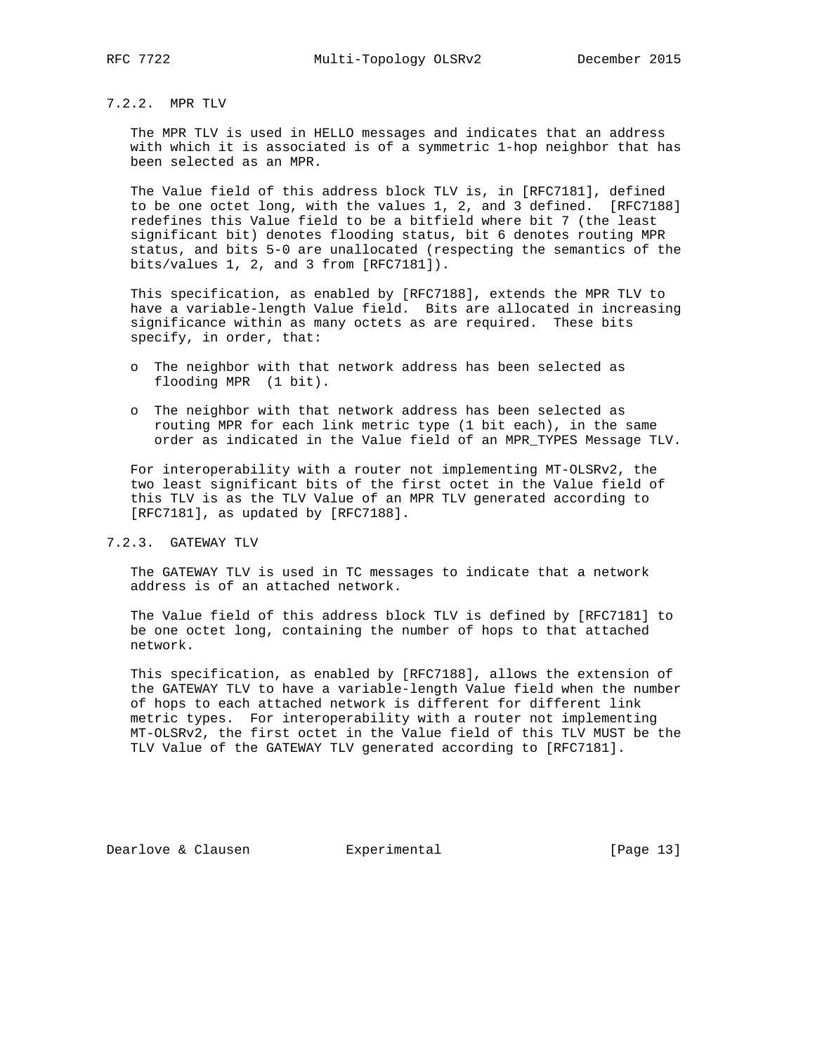### 7.2.2. MPR TLV

The MPR TLV is used in HELLO messages and indicates that an address with which it is associated is of a symmetric 1-hop neighbor that has been selected as an MPR.

The Value field of this address block TLV is, in [RFC7181], defined to be one octet long, with the values 1, 2, and 3 defined. [RFC7188] redefines this Value field to be a bitfield where bit 7 (the least significant bit) denotes flooding status, bit 6 denotes routing MPR status, and bits 5-0 are unallocated (respecting the semantics of the bits/values 1, 2, and 3 from [RFC7181]).

This specification, as enabled by [RFC7188], extends the MPR TLV to have a variable-length Value field. Bits are allocated in increasing significance within as many octets as are required. These bits specify, in order, that:

- The neighbor with that network address has been selected as flooding MPR (1 bit).
- The neighbor with that network address has been selected as routing MPR for each link metric type (1 bit each), in the same order as indicated in the Value field of an MPR_TYPES Message TLV.

For interoperability with a router not implementing MT-OLSRv2, the two least significant bits of the first octet in the Value field of this TLV is as the TLV Value of an MPR TLV generated according to [RFC7181], as updated by [RFC7188].

### 7.2.3. GATEWAY TLV

The GATEWAY TLV is used in TC messages to indicate that a network address is of an attached network.

The Value field of this address block TLV is defined by [RFC7181] to be one octet long, containing the number of hops to that attached network.

This specification, as enabled by [RFC7188], allows the extension of the GATEWAY TLV to have a variable-length Value field when the number of hops to each attached network is different for different link metric types. For interoperability with a router not implementing MT-OLSRv2, the first octet in the Value field of this TLV MUST be the TLV Value of the GATEWAY TLV generated according to [RFC7181].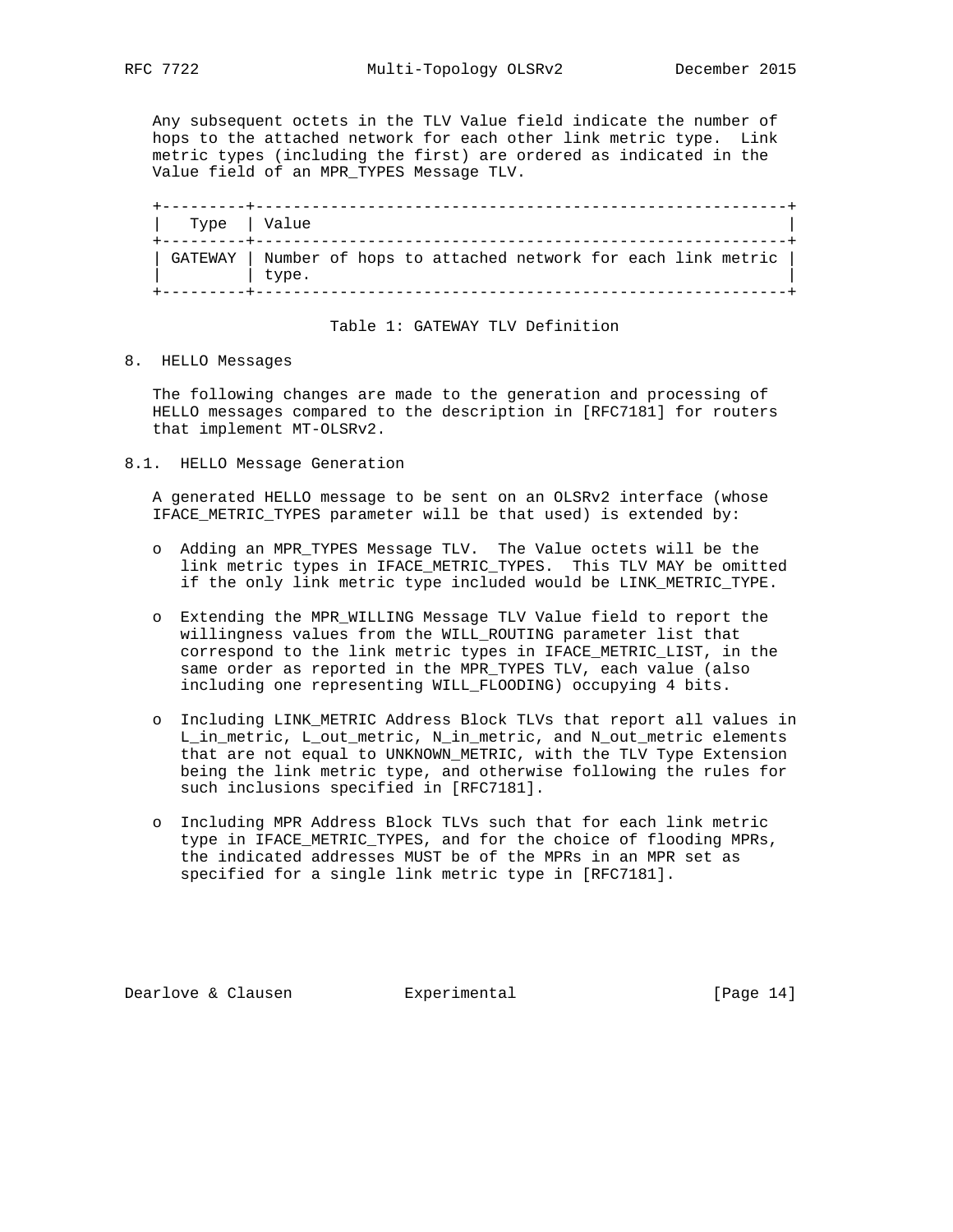Any subsequent octets in the TLV Value field indicate the number of hops to the attached network for each other link metric type. Link metric types (including the first) are ordered as indicated in the Value field of an MPR_TYPES Message TLV.

| Type | Value |
|---|---|
| GATEWAY | Number of hops to attached network for each link metric type. |

Table 1: GATEWAY TLV Definition

# 8. HELLO Messages

The following changes are made to the generation and processing of HELLO messages compared to the description in [RFC7181] for routers that implement MT-OLSRv2.

## 8.1. HELLO Message Generation

A generated HELLO message to be sent on an OLSRv2 interface (whose IFACE_METRIC_TYPES parameter will be that used) is extended by:

- Adding an MPR_TYPES Message TLV. The Value octets will be the link metric types in IFACE_METRIC_TYPES. This TLV MAY be omitted if the only link metric type included would be LINK_METRIC_TYPE.
- Extending the MPR_WILLING Message TLV Value field to report the willingness values from the WILL_ROUTING parameter list that correspond to the link metric types in IFACE_METRIC_LIST, in the same order as reported in the MPR_TYPES TLV, each value (also including one representing WILL_FLOODING) occupying 4 bits.
- Including LINK_METRIC Address Block TLVs that report all values in L_in_metric, L_out_metric, N_in_metric, and N_out_metric elements that are not equal to UNKNOWN_METRIC, with the TLV Type Extension being the link metric type, and otherwise following the rules for such inclusions specified in [RFC7181].
- Including MPR Address Block TLVs such that for each link metric type in IFACE_METRIC_TYPES, and for the choice of flooding MPRs, the indicated addresses MUST be of the MPRs in an MPR set as specified for a single link metric type in [RFC7181].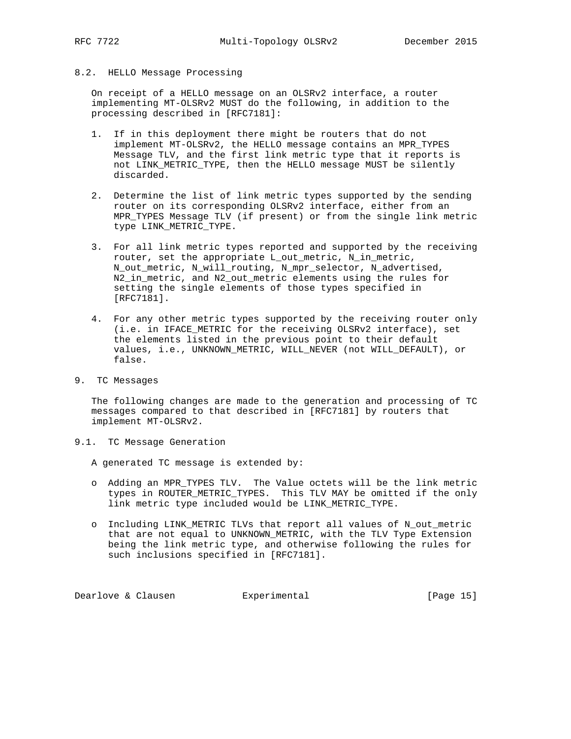### 8.2. HELLO Message Processing

On receipt of a HELLO message on an OLSRv2 interface, a router implementing MT-OLSRv2 MUST do the following, in addition to the processing described in [RFC7181]:

1. If in this deployment there might be routers that do not implement MT-OLSRv2, the HELLO message contains an MPR_TYPES Message TLV, and the first link metric type that it reports is not LINK_METRIC_TYPE, then the HELLO message MUST be silently discarded.

2. Determine the list of link metric types supported by the sending router on its corresponding OLSRv2 interface, either from an MPR_TYPES Message TLV (if present) or from the single link metric type LINK_METRIC_TYPE.

3. For all link metric types reported and supported by the receiving router, set the appropriate L_out_metric, N_in_metric, N_out_metric, N_will_routing, N_mpr_selector, N_advertised, N2_in_metric, and N2_out_metric elements using the rules for setting the single elements of those types specified in [RFC7181].

4. For any other metric types supported by the receiving router only (i.e. in IFACE_METRIC for the receiving OLSRv2 interface), set the elements listed in the previous point to their default values, i.e., UNKNOWN_METRIC, WILL_NEVER (not WILL_DEFAULT), or false.

## 9. TC Messages

The following changes are made to the generation and processing of TC messages compared to that described in [RFC7181] by routers that implement MT-OLSRv2.

### 9.1. TC Message Generation

A generated TC message is extended by:

- Adding an MPR_TYPES TLV. The Value octets will be the link metric types in ROUTER_METRIC_TYPES. This TLV MAY be omitted if the only link metric type included would be LINK_METRIC_TYPE.

- Including LINK_METRIC TLVs that report all values of N_out_metric that are not equal to UNKNOWN_METRIC, with the TLV Type Extension being the link metric type, and otherwise following the rules for such inclusions specified in [RFC7181].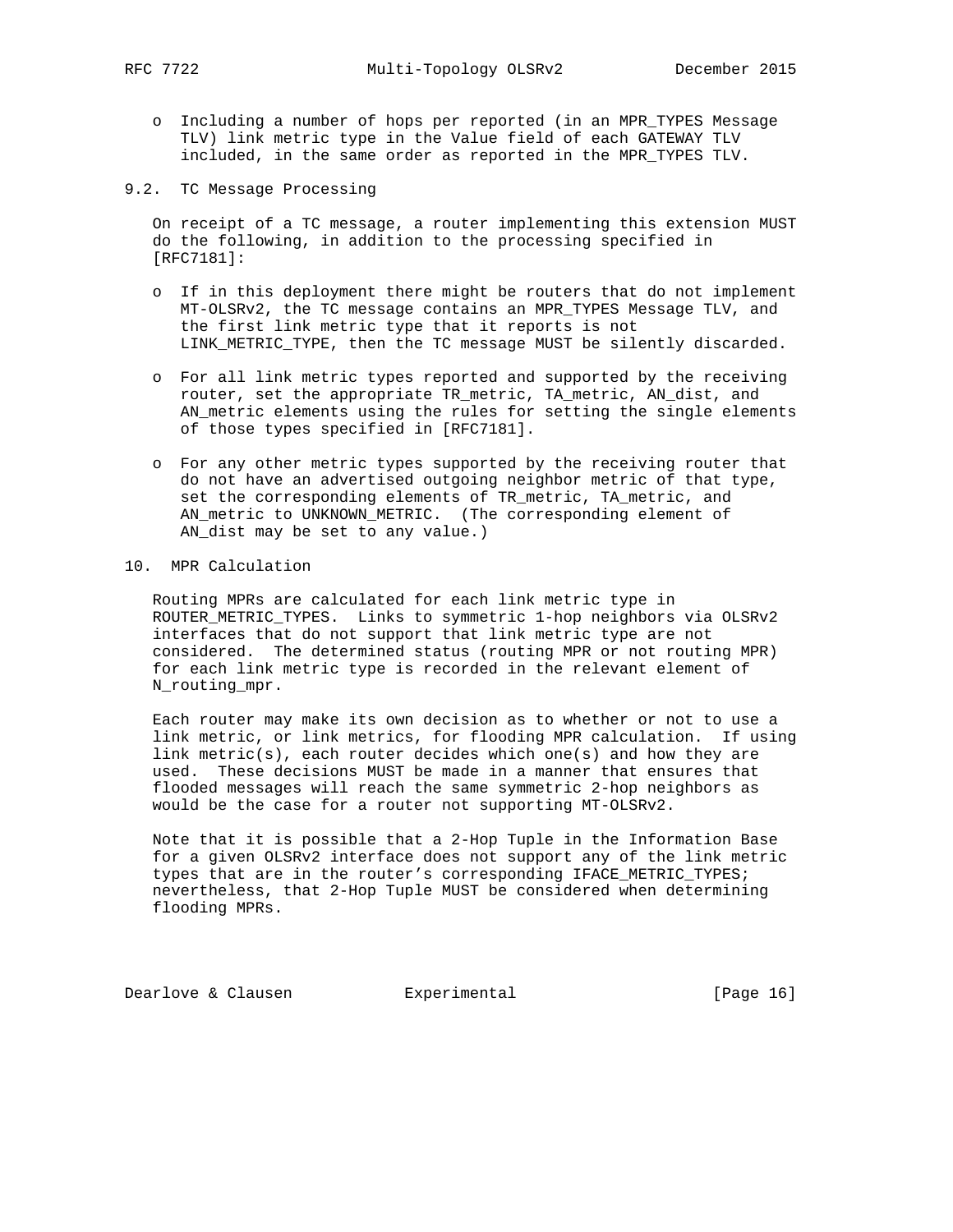- Including a number of hops per reported (in an MPR_TYPES Message TLV) link metric type in the Value field of each GATEWAY TLV included, in the same order as reported in the MPR_TYPES TLV.

### 9.2. TC Message Processing

On receipt of a TC message, a router implementing this extension MUST do the following, in addition to the processing specified in [RFC7181]:

- If in this deployment there might be routers that do not implement MT-OLSRv2, the TC message contains an MPR_TYPES Message TLV, and the first link metric type that it reports is not LINK_METRIC_TYPE, then the TC message MUST be silently discarded.
- For all link metric types reported and supported by the receiving router, set the appropriate TR_metric, TA_metric, AN_dist, and AN_metric elements using the rules for setting the single elements of those types specified in [RFC7181].
- For any other metric types supported by the receiving router that do not have an advertised outgoing neighbor metric of that type, set the corresponding elements of TR_metric, TA_metric, and AN_metric to UNKNOWN_METRIC. (The corresponding element of AN_dist may be set to any value.)

## 10. MPR Calculation

Routing MPRs are calculated for each link metric type in ROUTER_METRIC_TYPES. Links to symmetric 1-hop neighbors via OLSRv2 interfaces that do not support that link metric type are not considered. The determined status (routing MPR or not routing MPR) for each link metric type is recorded in the relevant element of N_routing_mpr.

Each router may make its own decision as to whether or not to use a link metric, or link metrics, for flooding MPR calculation. If using link metric(s), each router decides which one(s) and how they are used. These decisions MUST be made in a manner that ensures that flooded messages will reach the same symmetric 2-hop neighbors as would be the case for a router not supporting MT-OLSRv2.

Note that it is possible that a 2-Hop Tuple in the Information Base for a given OLSRv2 interface does not support any of the link metric types that are in the router's corresponding IFACE_METRIC_TYPES; nevertheless, that 2-Hop Tuple MUST be considered when determining flooding MPRs.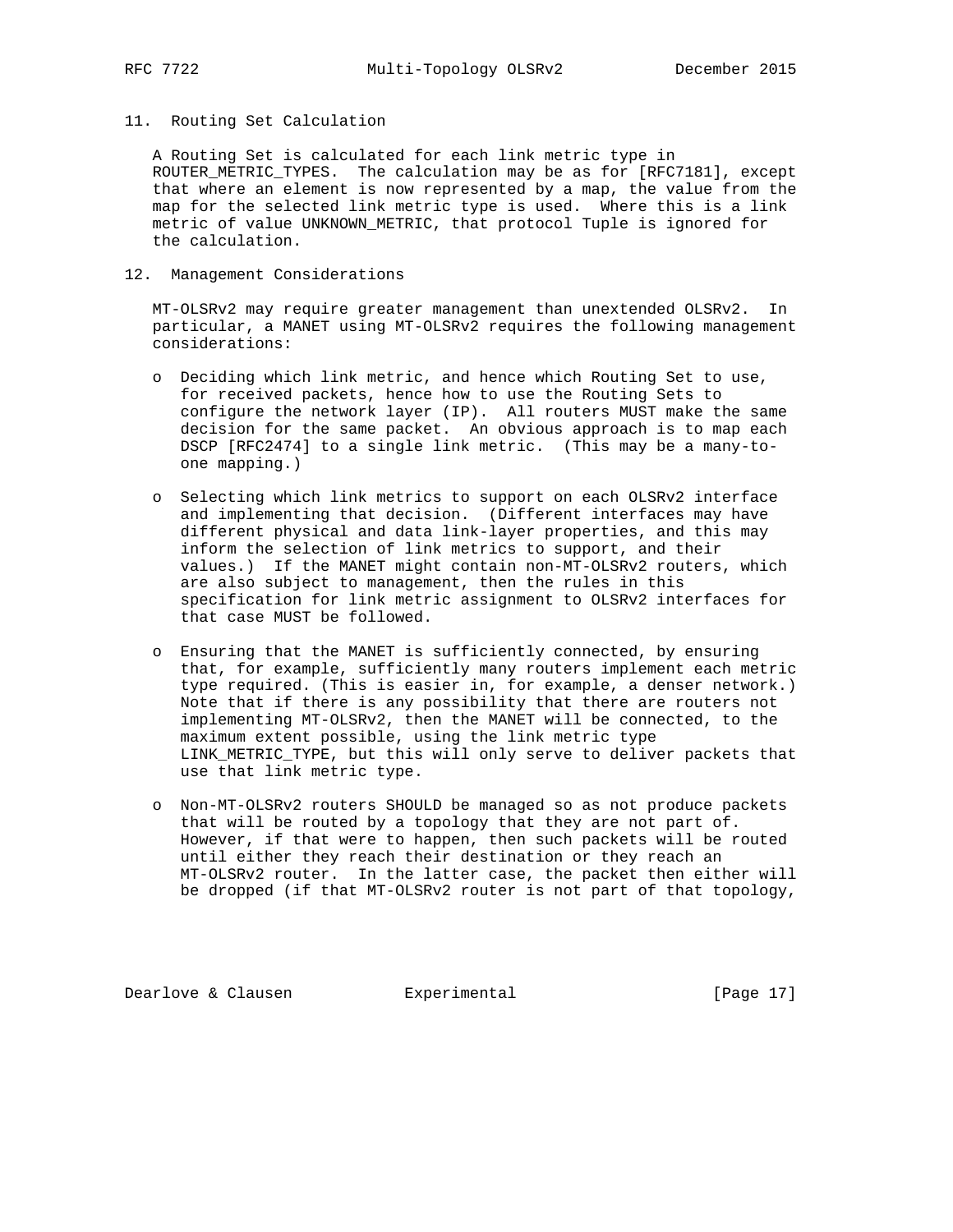## 11. Routing Set Calculation

A Routing Set is calculated for each link metric type in ROUTER_METRIC_TYPES. The calculation may be as for [RFC7181], except that where an element is now represented by a map, the value from the map for the selected link metric type is used. Where this is a link metric of value UNKNOWN_METRIC, that protocol Tuple is ignored for the calculation.

## 12. Management Considerations

MT-OLSRv2 may require greater management than unextended OLSRv2. In particular, a MANET using MT-OLSRv2 requires the following management considerations:

- Deciding which link metric, and hence which Routing Set to use, for received packets, hence how to use the Routing Sets to configure the network layer (IP). All routers MUST make the same decision for the same packet. An obvious approach is to map each DSCP [RFC2474] to a single link metric. (This may be a many-to-one mapping.)

- Selecting which link metrics to support on each OLSRv2 interface and implementing that decision. (Different interfaces may have different physical and data link-layer properties, and this may inform the selection of link metrics to support, and their values.) If the MANET might contain non-MT-OLSRv2 routers, which are also subject to management, then the rules in this specification for link metric assignment to OLSRv2 interfaces for that case MUST be followed.

- Ensuring that the MANET is sufficiently connected, by ensuring that, for example, sufficiently many routers implement each metric type required. (This is easier in, for example, a denser network.) Note that if there is any possibility that there are routers not implementing MT-OLSRv2, then the MANET will be connected, to the maximum extent possible, using the link metric type LINK_METRIC_TYPE, but this will only serve to deliver packets that use that link metric type.

- Non-MT-OLSRv2 routers SHOULD be managed so as not produce packets that will be routed by a topology that they are not part of. However, if that were to happen, then such packets will be routed until either they reach their destination or they reach an MT-OLSRv2 router. In the latter case, the packet then either will be dropped (if that MT-OLSRv2 router is not part of that topology,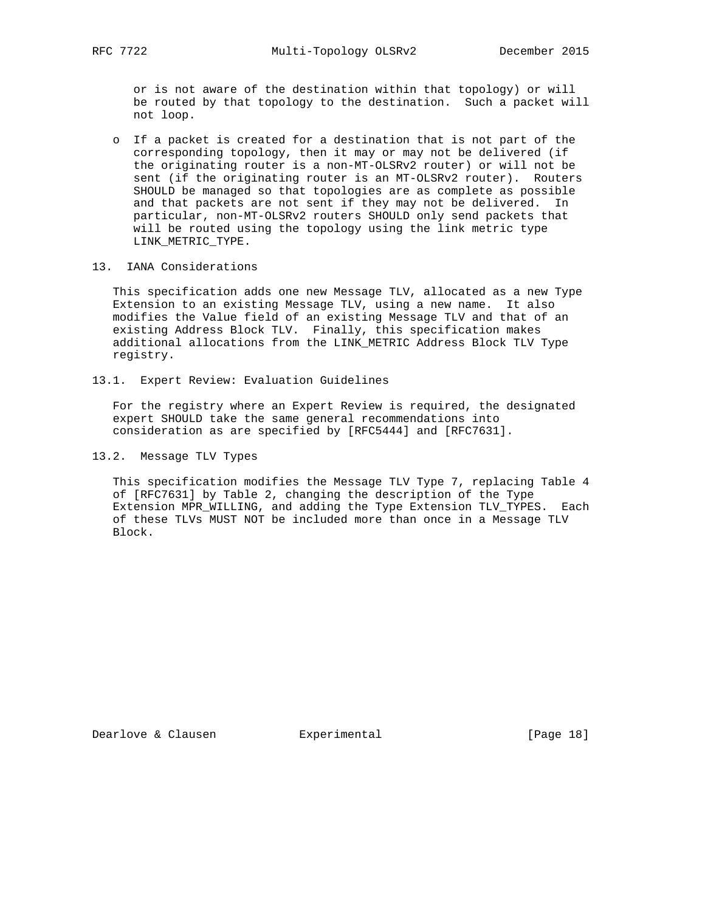or is not aware of the destination within that topology) or will be routed by that topology to the destination. Such a packet will not loop.

- If a packet is created for a destination that is not part of the corresponding topology, then it may or may not be delivered (if the originating router is a non-MT-OLSRv2 router) or will not be sent (if the originating router is an MT-OLSRv2 router). Routers SHOULD be managed so that topologies are as complete as possible and that packets are not sent if they may not be delivered. In particular, non-MT-OLSRv2 routers SHOULD only send packets that will be routed using the topology using the link metric type LINK_METRIC_TYPE.

## 13. IANA Considerations

This specification adds one new Message TLV, allocated as a new Type Extension to an existing Message TLV, using a new name. It also modifies the Value field of an existing Message TLV and that of an existing Address Block TLV. Finally, this specification makes additional allocations from the LINK_METRIC Address Block TLV Type registry.

### 13.1. Expert Review: Evaluation Guidelines

For the registry where an Expert Review is required, the designated expert SHOULD take the same general recommendations into consideration as are specified by [RFC5444] and [RFC7631].

### 13.2. Message TLV Types

This specification modifies the Message TLV Type 7, replacing Table 4 of [RFC7631] by Table 2, changing the description of the Type Extension MPR_WILLING, and adding the Type Extension TLV_TYPES. Each of these TLVs MUST NOT be included more than once in a Message TLV Block.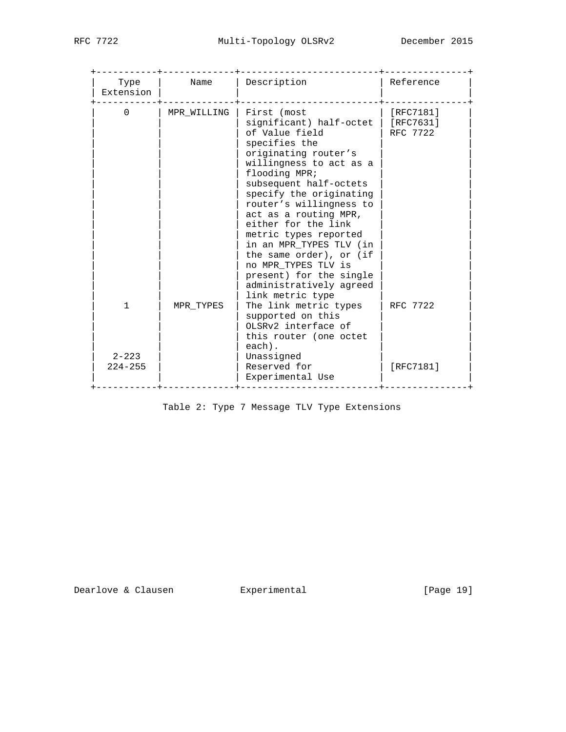| Type Extension | Name | Description | Reference |
| --- | --- | --- | --- |
| 0 | MPR_WILLING | First (most significant) half-octet of Value field specifies the originating router's willingness to act as a flooding MPR; subsequent half-octets specify the originating router's willingness to act as a routing MPR, either for the link metric types reported in an MPR_TYPES TLV (in the same order), or (if no MPR_TYPES TLV is present) for the single administratively agreed link metric type | [RFC7181] [RFC7631] RFC 7722 |
| 1 | MPR_TYPES | The link metric types supported on this OLSRv2 interface of this router (one octet each). | RFC 7722 |
| 2-223 | | Unassigned | |
| 224-255 | | Reserved for Experimental Use | [RFC7181] |

Table 2: Type 7 Message TLV Type Extensions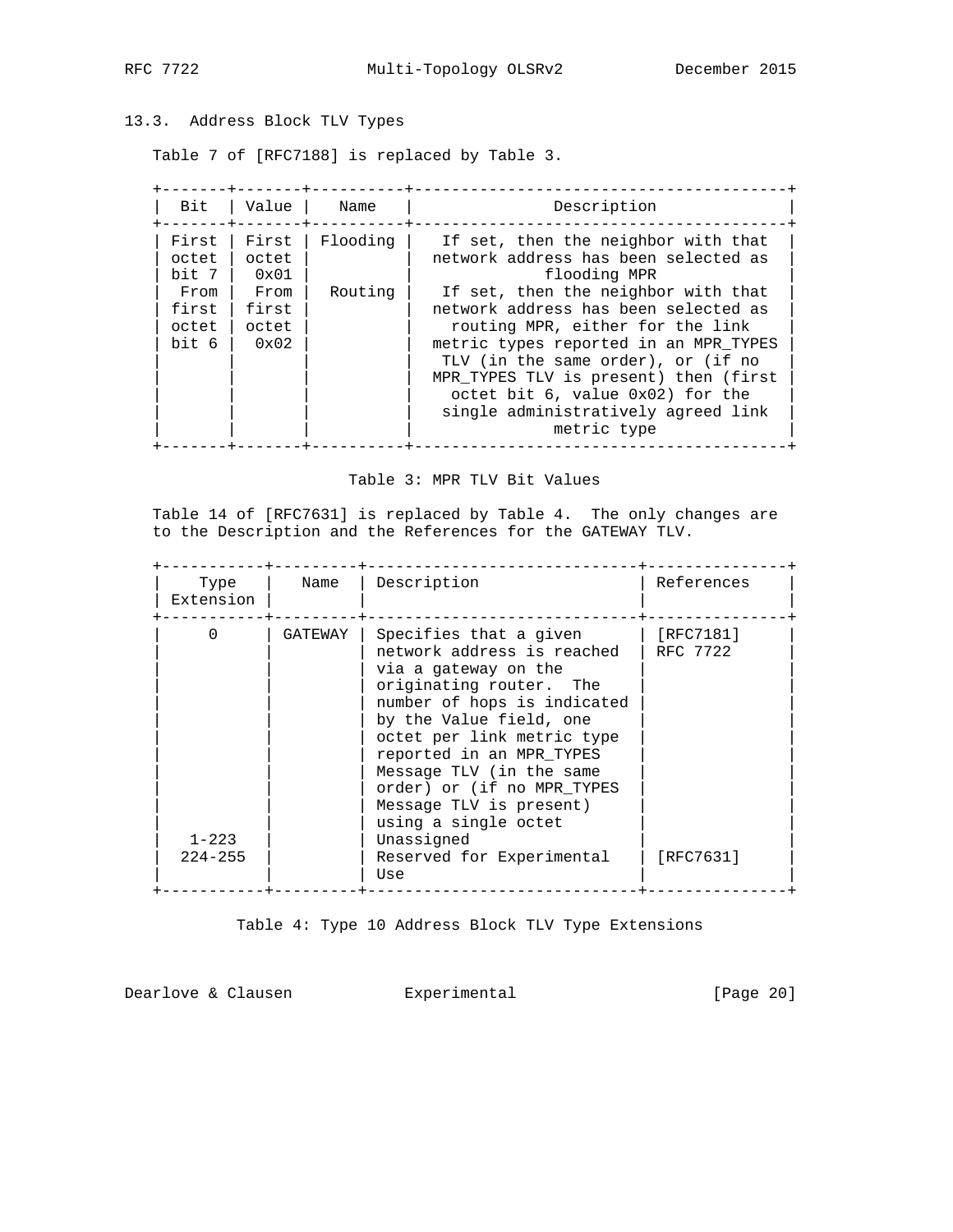### 13.3. Address Block TLV Types

Table 7 of [RFC7188] is replaced by Table 3.

| Bit | Value | Name | Description |
| --- | --- | --- | --- |
| First octet bit 7 | First octet 0x01 | Flooding | If set, then the neighbor with that network address has been selected as flooding MPR |
| From first octet bit 6 | From first octet 0x02 | Routing | If set, then the neighbor with that network address has been selected as routing MPR, either for the link metric types reported in an MPR_TYPES TLV (in the same order), or (if no MPR_TYPES TLV is present) then (first octet bit 6, value 0x02) for the single administratively agreed link metric type |

Table 3: MPR TLV Bit Values

Table 14 of [RFC7631] is replaced by Table 4. The only changes are to the Description and the References for the GATEWAY TLV.

| Type Extension | Name | Description | References |
| --- | --- | --- | --- |
| 0 | GATEWAY | Specifies that a given network address is reached via a gateway on the originating router. The number of hops is indicated by the Value field, one octet per link metric type reported in an MPR_TYPES Message TLV (in the same order) or (if no MPR_TYPES Message TLV is present) using a single octet | [RFC7181] RFC 7722 |
| 1-223 | | Unassigned | |
| 224-255 | | Reserved for Experimental Use | [RFC7631] |

Table 4: Type 10 Address Block TLV Type Extensions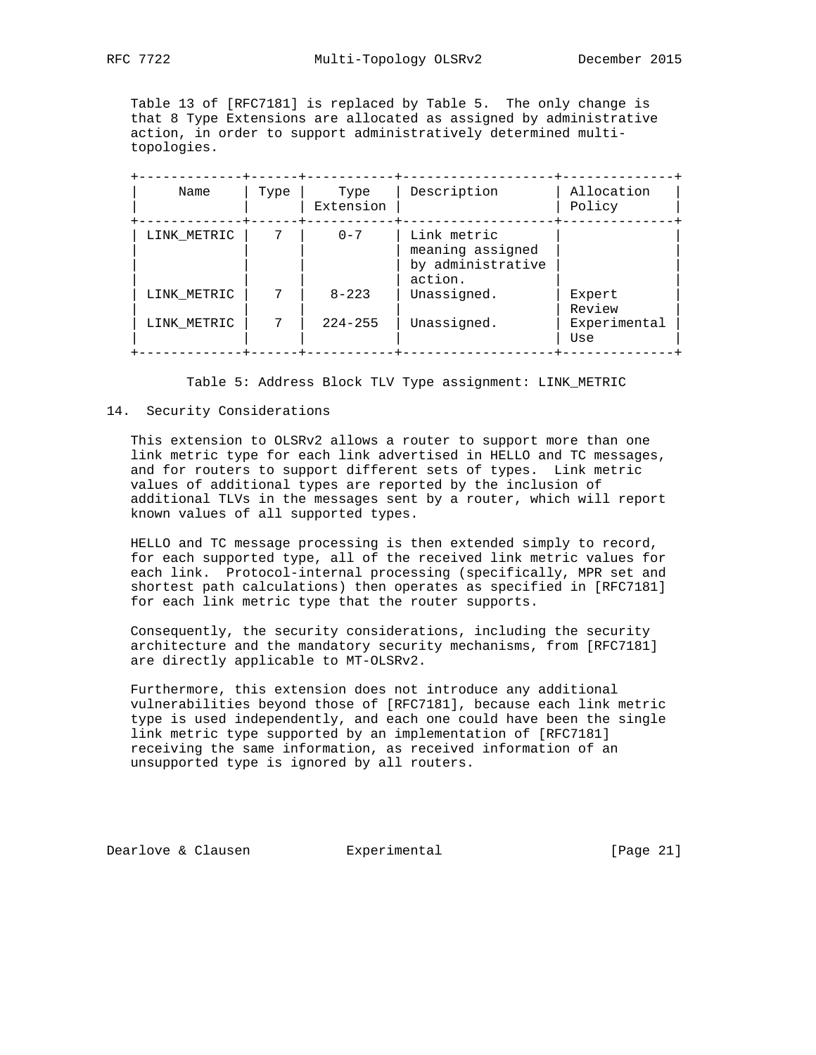Table 13 of [RFC7181] is replaced by Table 5. The only change is that 8 Type Extensions are allocated as assigned by administrative action, in order to support administratively determined multi-topologies.

| Name | Type | Type Extension | Description | Allocation Policy |
|---|---|---|---|---|
| LINK_METRIC | 7 | 0-7 | Link metric meaning assigned by administrative action. | |
| LINK_METRIC | 7 | 8-223 | Unassigned. | Expert Review |
| LINK_METRIC | 7 | 224-255 | Unassigned. | Experimental Use |

Table 5: Address Block TLV Type assignment: LINK_METRIC

## 14. Security Considerations

This extension to OLSRv2 allows a router to support more than one link metric type for each link advertised in HELLO and TC messages, and for routers to support different sets of types. Link metric values of additional types are reported by the inclusion of additional TLVs in the messages sent by a router, which will report known values of all supported types.

HELLO and TC message processing is then extended simply to record, for each supported type, all of the received link metric values for each link. Protocol-internal processing (specifically, MPR set and shortest path calculations) then operates as specified in [RFC7181] for each link metric type that the router supports.

Consequently, the security considerations, including the security architecture and the mandatory security mechanisms, from [RFC7181] are directly applicable to MT-OLSRv2.

Furthermore, this extension does not introduce any additional vulnerabilities beyond those of [RFC7181], because each link metric type is used independently, and each one could have been the single link metric type supported by an implementation of [RFC7181] receiving the same information, as received information of an unsupported type is ignored by all routers.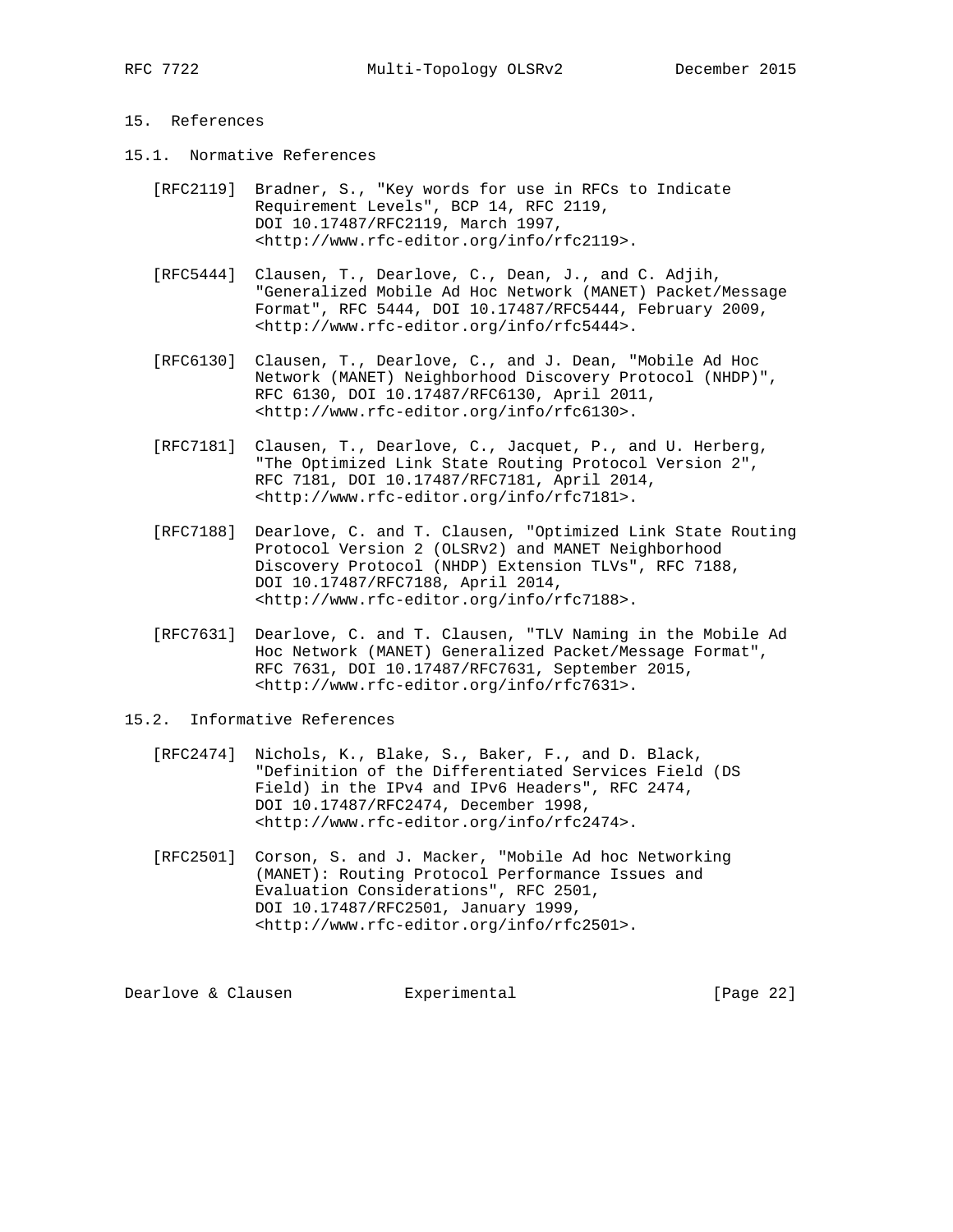# 15. References

## 15.1. Normative References

[RFC2119] Bradner, S., "Key words for use in RFCs to Indicate Requirement Levels", BCP 14, RFC 2119, DOI 10.17487/RFC2119, March 1997, <http://www.rfc-editor.org/info/rfc2119>.

[RFC5444] Clausen, T., Dearlove, C., Dean, J., and C. Adjih, "Generalized Mobile Ad Hoc Network (MANET) Packet/Message Format", RFC 5444, DOI 10.17487/RFC5444, February 2009, <http://www.rfc-editor.org/info/rfc5444>.

[RFC6130] Clausen, T., Dearlove, C., and J. Dean, "Mobile Ad Hoc Network (MANET) Neighborhood Discovery Protocol (NHDP)", RFC 6130, DOI 10.17487/RFC6130, April 2011, <http://www.rfc-editor.org/info/rfc6130>.

[RFC7181] Clausen, T., Dearlove, C., Jacquet, P., and U. Herberg, "The Optimized Link State Routing Protocol Version 2", RFC 7181, DOI 10.17487/RFC7181, April 2014, <http://www.rfc-editor.org/info/rfc7181>.

[RFC7188] Dearlove, C. and T. Clausen, "Optimized Link State Routing Protocol Version 2 (OLSRv2) and MANET Neighborhood Discovery Protocol (NHDP) Extension TLVs", RFC 7188, DOI 10.17487/RFC7188, April 2014, <http://www.rfc-editor.org/info/rfc7188>.

[RFC7631] Dearlove, C. and T. Clausen, "TLV Naming in the Mobile Ad Hoc Network (MANET) Generalized Packet/Message Format", RFC 7631, DOI 10.17487/RFC7631, September 2015, <http://www.rfc-editor.org/info/rfc7631>.

## 15.2. Informative References

[RFC2474] Nichols, K., Blake, S., Baker, F., and D. Black, "Definition of the Differentiated Services Field (DS Field) in the IPv4 and IPv6 Headers", RFC 2474, DOI 10.17487/RFC2474, December 1998, <http://www.rfc-editor.org/info/rfc2474>.

[RFC2501] Corson, S. and J. Macker, "Mobile Ad hoc Networking (MANET): Routing Protocol Performance Issues and Evaluation Considerations", RFC 2501, DOI 10.17487/RFC2501, January 1999, <http://www.rfc-editor.org/info/rfc2501>.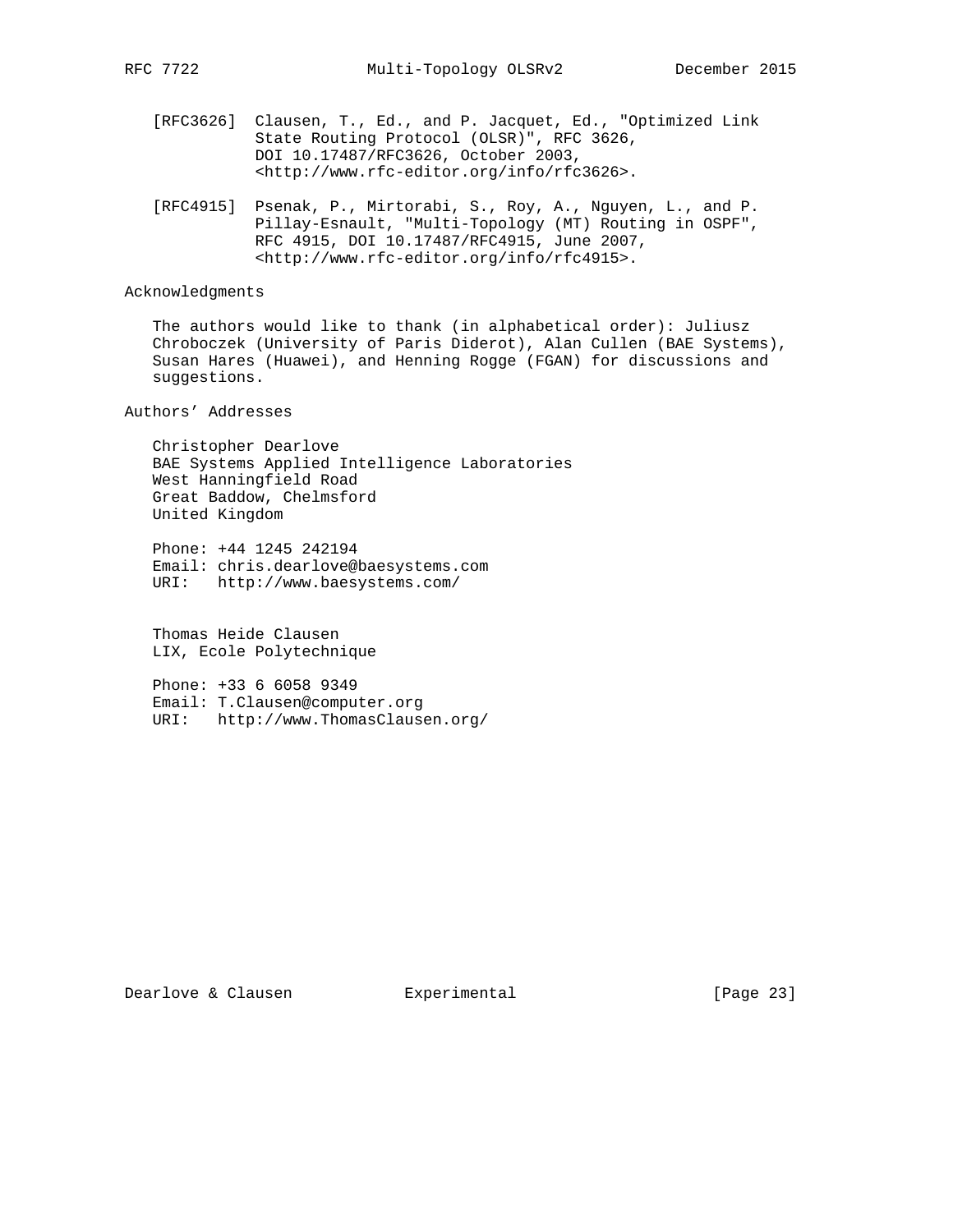[RFC3626] Clausen, T., Ed., and P. Jacquet, Ed., "Optimized Link State Routing Protocol (OLSR)", RFC 3626, DOI 10.17487/RFC3626, October 2003, <http://www.rfc-editor.org/info/rfc3626>.

[RFC4915] Psenak, P., Mirtorabi, S., Roy, A., Nguyen, L., and P. Pillay-Esnault, "Multi-Topology (MT) Routing in OSPF", RFC 4915, DOI 10.17487/RFC4915, June 2007, <http://www.rfc-editor.org/info/rfc4915>.

## Acknowledgments

The authors would like to thank (in alphabetical order): Juliusz Chroboczek (University of Paris Diderot), Alan Cullen (BAE Systems), Susan Hares (Huawei), and Henning Rogge (FGAN) for discussions and suggestions.

## Authors' Addresses

Christopher Dearlove
BAE Systems Applied Intelligence Laboratories
West Hanningfield Road
Great Baddow, Chelmsford
United Kingdom

Phone: +44 1245 242194
Email: chris.dearlove@baesystems.com
URI: http://www.baesystems.com/

Thomas Heide Clausen
LIX, Ecole Polytechnique

Phone: +33 6 6058 9349
Email: T.Clausen@computer.org
URI: http://www.ThomasClausen.org/